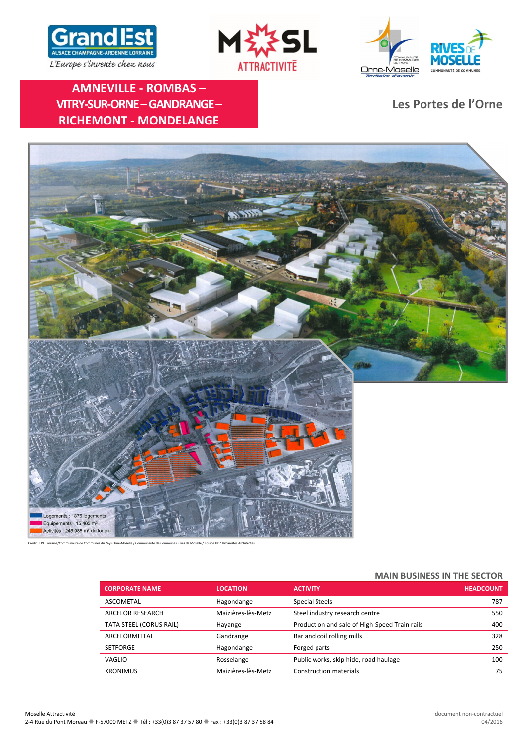# AMNEVILLE - ROMBAS – VITRY-SUR-ORNE – GANDRANGE – RICHEMONT - MONDELANGE

## Les Portes de l'Orne

Logements : 1376 logements
Equipements : 15 463 m²
Activités : 246 985 m² de foncier

Crédit : EPF Lorraine/Communauté de Communes du Pays Orne-Moselle / Communauté de Communes Rives de Moselle / Equipe HDZ Urbanistes Architectes.

### MAIN BUSINESS IN THE SECTOR

| CORPORATE NAME | LOCATION | ACTIVITY | HEADCOUNT |
|---|---|---|---|
| ASCOMETAL | Hagondange | Special Steels | 787 |
| ARCELOR RESEARCH | Maizières-lès-Metz | Steel industry research centre | 550 |
| TATA STEEL (CORUS RAIL) | Hayange | Production and sale of High-Speed Train rails | 400 |
| ARCELORMITTAL | Gandrange | Bar and coil rolling mills | 328 |
| SETFORGE | Hagondange | Forged parts | 250 |
| VAGLIO | Rosselange | Public works, skip hide, road haulage | 100 |
| KRONIMUS | Maizières-lès-Metz | Construction materials | 75 |

Moselle Attractivité
2-4 Rue du Pont Moreau ● F-57000 METZ ● Tél : +33(0)3 87 37 57 80 ● Fax : +33(0)3 87 37 58 84

document non-contractuel
04/2016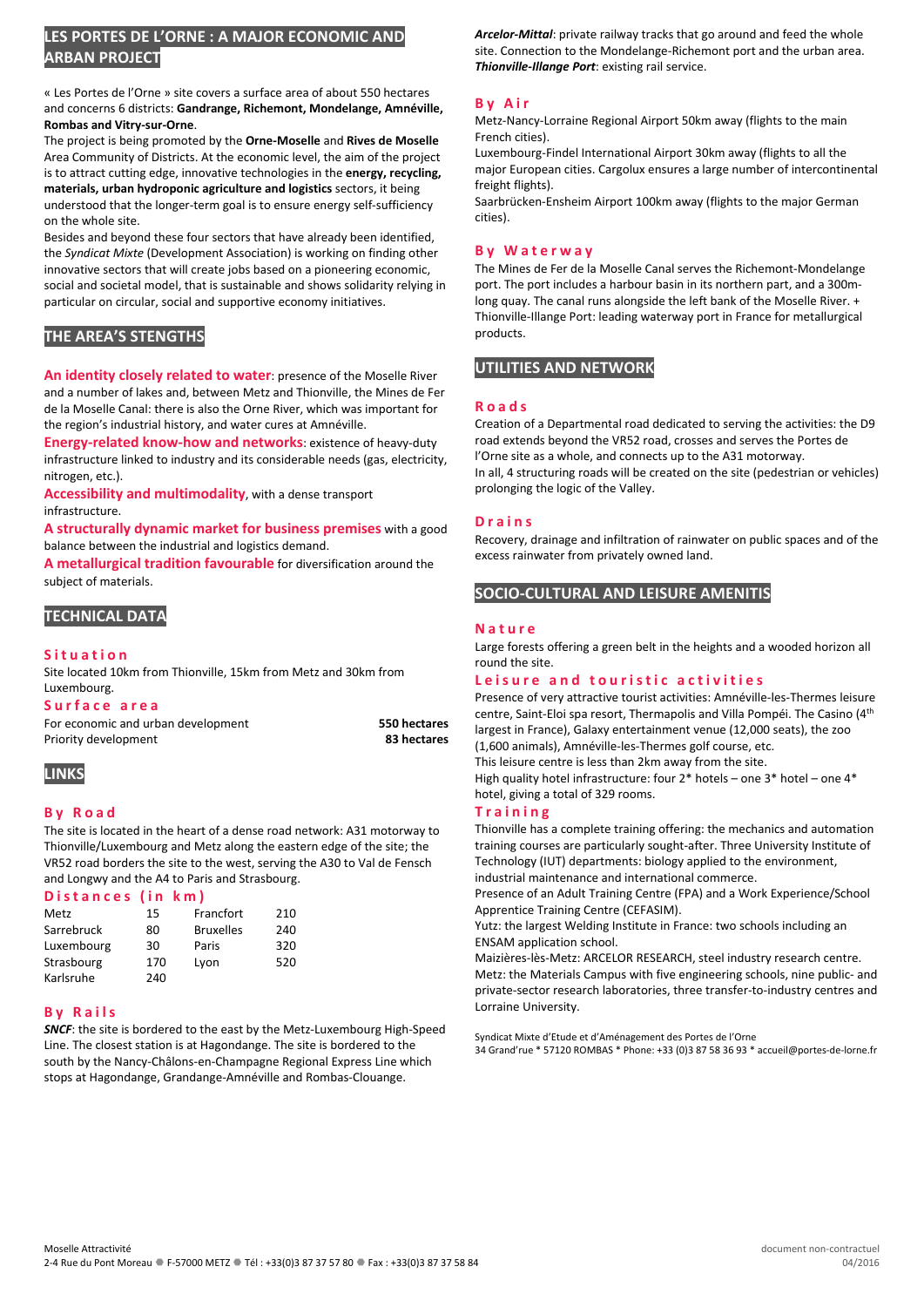## LES PORTES DE L'ORNE : A MAJOR ECONOMIC AND ARBAN PROJECT

« Les Portes de l'Orne » site covers a surface area of about 550 hectares and concerns 6 districts: **Gandrange, Richemont, Mondelange, Amnéville, Rombas and Vitry-sur-Orne**.

The project is being promoted by the **Orne-Moselle** and **Rives de Moselle** Area Community of Districts. At the economic level, the aim of the project is to attract cutting edge, innovative technologies in the **energy, recycling, materials, urban hydroponic agriculture and logistics** sectors, it being understood that the longer-term goal is to ensure energy self-sufficiency on the whole site.

Besides and beyond these four sectors that have already been identified, the *Syndicat Mixte* (Development Association) is working on finding other innovative sectors that will create jobs based on a pioneering economic, social and societal model, that is sustainable and shows solidarity relying in particular on circular, social and supportive economy initiatives.

## THE AREA'S STENGTHS

**An identity closely related to water**: presence of the Moselle River and a number of lakes and, between Metz and Thionville, the Mines de Fer de la Moselle Canal: there is also the Orne River, which was important for the region's industrial history, and water cures at Amnéville.

**Energy-related know-how and networks**: existence of heavy-duty infrastructure linked to industry and its considerable needs (gas, electricity, nitrogen, etc.).

**Accessibility and multimodality**, with a dense transport infrastructure.

**A structurally dynamic market for business premises** with a good balance between the industrial and logistics demand.

**A metallurgical tradition favourable** for diversification around the subject of materials.

## TECHNICAL DATA

### Situation

Site located 10km from Thionville, 15km from Metz and 30km from Luxembourg.

### Surface area

| | |
|---|---|
| For economic and urban development | **550 hectares** |
| Priority development | **83 hectares** |

## LINKS

### By Road

The site is located in the heart of a dense road network: A31 motorway to Thionville/Luxembourg and Metz along the eastern edge of the site; the VR52 road borders the site to the west, serving the A30 to Val de Fensch and Longwy and the A4 to Paris and Strasbourg.

### Distances (in km)

| | | | |
|---|---|---|---|
| Metz | 15 | Francfort | 210 |
| Sarrebruck | 80 | Bruxelles | 240 |
| Luxembourg | 30 | Paris | 320 |
| Strasbourg | 170 | Lyon | 520 |
| Karlsruhe | 240 | | |

### By Rails

***SNCF***: the site is bordered to the east by the Metz-Luxembourg High-Speed Line. The closest station is at Hagondange. The site is bordered to the south by the Nancy-Châlons-en-Champagne Regional Express Line which stops at Hagondange, Grandange-Amnéville and Rombas-Clouange.

***Arcelor-Mittal***: private railway tracks that go around and feed the whole site. Connection to the Mondelange-Richemont port and the urban area.

***Thionville-Illange Port***: existing rail service.

### By Air

Metz-Nancy-Lorraine Regional Airport 50km away (flights to the main French cities).

Luxembourg-Findel International Airport 30km away (flights to all the major European cities. Cargolux ensures a large number of intercontinental freight flights).

Saarbrücken-Ensheim Airport 100km away (flights to the major German cities).

### By Waterway

The Mines de Fer de la Moselle Canal serves the Richemont-Mondelange port. The port includes a harbour basin in its northern part, and a 300m-long quay. The canal runs alongside the left bank of the Moselle River. + Thionville-Illange Port: leading waterway port in France for metallurgical products.

## UTILITIES AND NETWORK

### Roads

Creation of a Departmental road dedicated to serving the activities: the D9 road extends beyond the VR52 road, crosses and serves the Portes de l'Orne site as a whole, and connects up to the A31 motorway.

In all, 4 structuring roads will be created on the site (pedestrian or vehicles) prolonging the logic of the Valley.

### Drains

Recovery, drainage and infiltration of rainwater on public spaces and of the excess rainwater from privately owned land.

## SOCIO-CULTURAL AND LEISURE AMENITIS

### Nature

Large forests offering a green belt in the heights and a wooded horizon all round the site.

### Leisure and touristic activities

Presence of very attractive tourist activities: Amnéville-les-Thermes leisure centre, Saint-Eloi spa resort, Thermapolis and Villa Pompéi. The Casino (4th largest in France), Galaxy entertainment venue (12,000 seats), the zoo (1,600 animals), Amnéville-les-Thermes golf course, etc.

This leisure centre is less than 2km away from the site.

High quality hotel infrastructure: four 2* hotels – one 3* hotel – one 4* hotel, giving a total of 329 rooms.

### Training

Thionville has a complete training offering: the mechanics and automation training courses are particularly sought-after. Three University Institute of Technology (IUT) departments: biology applied to the environment, industrial maintenance and international commerce.

Presence of an Adult Training Centre (FPA) and a Work Experience/School Apprentice Training Centre (CEFASIM).

Yutz: the largest Welding Institute in France: two schools including an ENSAM application school.

Maizières-lès-Metz: ARCELOR RESEARCH, steel industry research centre.

Metz: the Materials Campus with five engineering schools, nine public- and private-sector research laboratories, three transfer-to-industry centres and Lorraine University.

Syndicat Mixte d'Etude et d'Aménagement des Portes de l'Orne
34 Grand'rue * 57120 ROMBAS * Phone: +33 (0)3 87 58 36 93 * accueil@portes-de-lorne.fr

Moselle Attractivité
2-4 Rue du Pont Moreau ● F-57000 METZ ● Tél : +33(0)3 87 37 57 80 ● Fax : +33(0)3 87 37 58 84

document non-contractuel
04/2016